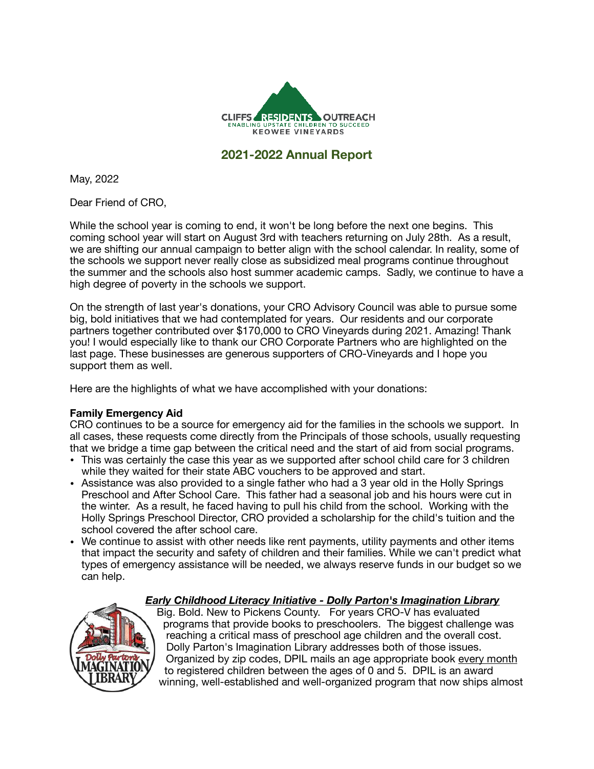CLIFFS RESIDENTS OUTREACH
ENABLING UPSTATE CHILDREN TO SUCCEED
KEOWEE VINEYARDS

# 2021-2022 Annual Report

May, 2022

Dear Friend of CRO,

While the school year is coming to end, it won't be long before the next one begins. This coming school year will start on August 3rd with teachers returning on July 28th. As a result, we are shifting our annual campaign to better align with the school calendar. In reality, some of the schools we support never really close as subsidized meal programs continue throughout the summer and the schools also host summer academic camps. Sadly, we continue to have a high degree of poverty in the schools we support.

On the strength of last year's donations, your CRO Advisory Council was able to pursue some big, bold initiatives that we had contemplated for years. Our residents and our corporate partners together contributed over $170,000 to CRO Vineyards during 2021. Amazing! Thank you! I would especially like to thank our CRO Corporate Partners who are highlighted on the last page. These businesses are generous supporters of CRO-Vineyards and I hope you support them as well.

Here are the highlights of what we have accomplished with your donations:

**Family Emergency Aid**

CRO continues to be a source for emergency aid for the families in the schools we support. In all cases, these requests come directly from the Principals of those schools, usually requesting that we bridge a time gap between the critical need and the start of aid from social programs.

- This was certainly the case this year as we supported after school child care for 3 children while they waited for their state ABC vouchers to be approved and start.
- Assistance was also provided to a single father who had a 3 year old in the Holly Springs Preschool and After School Care. This father had a seasonal job and his hours were cut in the winter. As a result, he faced having to pull his child from the school. Working with the Holly Springs Preschool Director, CRO provided a scholarship for the child's tuition and the school covered the after school care.
- We continue to assist with other needs like rent payments, utility payments and other items that impact the security and safety of children and their families. While we can't predict what types of emergency assistance will be needed, we always reserve funds in our budget so we can help.

***Early Childhood Literacy Initiative - Dolly Parton's Imagination Library***

Big. Bold. New to Pickens County. For years CRO-V has evaluated programs that provide books to preschoolers. The biggest challenge was reaching a critical mass of preschool age children and the overall cost. Dolly Parton's Imagination Library addresses both of those issues. Organized by zip codes, DPIL mails an age appropriate book every month to registered children between the ages of 0 and 5. DPIL is an award winning, well-established and well-organized program that now ships almost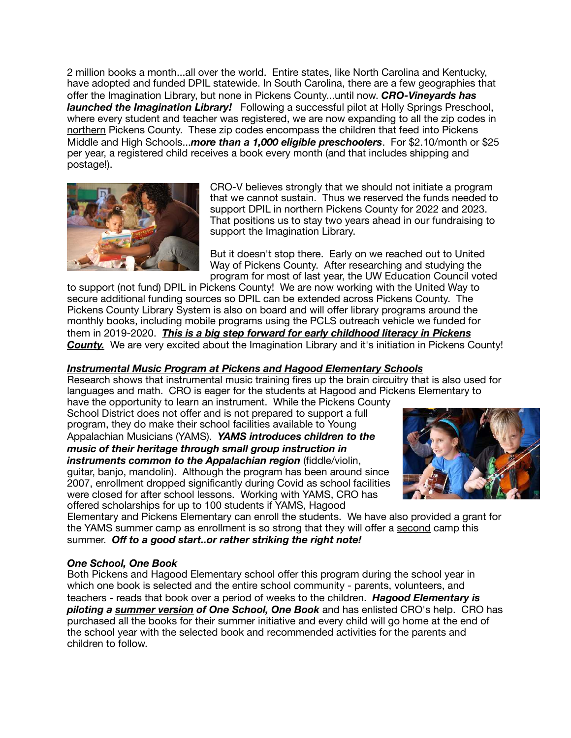2 million books a month...all over the world. Entire states, like North Carolina and Kentucky, have adopted and funded DPIL statewide. In South Carolina, there are a few geographies that offer the Imagination Library, but none in Pickens County...until now. ***CRO-Vineyards has launched the Imagination Library!*** Following a successful pilot at Holly Springs Preschool, where every student and teacher was registered, we are now expanding to all the zip codes in northern Pickens County. These zip codes encompass the children that feed into Pickens Middle and High Schools...***more than a 1,000 eligible preschoolers***. For $2.10/month or $25 per year, a registered child receives a book every month (and that includes shipping and postage!).

CRO-V believes strongly that we should not initiate a program that we cannot sustain. Thus we reserved the funds needed to support DPIL in northern Pickens County for 2022 and 2023. That positions us to stay two years ahead in our fundraising to support the Imagination Library.

But it doesn't stop there. Early on we reached out to United Way of Pickens County. After researching and studying the program for most of last year, the UW Education Council voted to support (not fund) DPIL in Pickens County! We are now working with the United Way to secure additional funding sources so DPIL can be extended across Pickens County. The Pickens County Library System is also on board and will offer library programs around the monthly books, including mobile programs using the PCLS outreach vehicle we funded for them in 2019-2020. ***This is a big step forward for early childhood literacy in Pickens County.*** We are very excited about the Imagination Library and it's initiation in Pickens County!

### ***Instrumental Music Program at Pickens and Hagood Elementary Schools***

Research shows that instrumental music training fires up the brain circuitry that is also used for languages and math. CRO is eager for the students at Hagood and Pickens Elementary to have the opportunity to learn an instrument. While the Pickens County School District does not offer and is not prepared to support a full program, they do make their school facilities available to Young Appalachian Musicians (YAMS). ***YAMS introduces children to the music of their heritage through small group instruction in instruments common to the Appalachian region*** (fiddle/violin, guitar, banjo, mandolin). Although the program has been around since 2007, enrollment dropped significantly during Covid as school facilities were closed for after school lessons. Working with YAMS, CRO has offered scholarships for up to 100 students if YAMS, Hagood Elementary and Pickens Elementary can enroll the students. We have also provided a grant for the YAMS summer camp as enrollment is so strong that they will offer a second camp this summer. ***Off to a good start..or rather striking the right note!***

### ***One School, One Book***

Both Pickens and Hagood Elementary school offer this program during the school year in which one book is selected and the entire school community - parents, volunteers, and teachers - reads that book over a period of weeks to the children. ***Hagood Elementary is piloting a summer version of One School, One Book*** and has enlisted CRO's help. CRO has purchased all the books for their summer initiative and every child will go home at the end of the school year with the selected book and recommended activities for the parents and children to follow.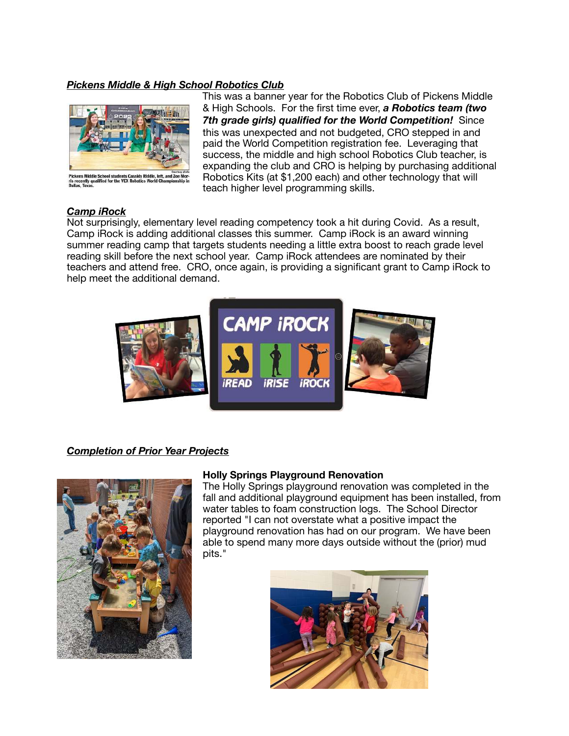***Pickens Middle & High School Robotics Club***

Pickens Middle School students Cassidy Riddle, left, and Zoe Morris recently qualified for the VEX Robotics World Championship in Dallas, Texas.

This was a banner year for the Robotics Club of Pickens Middle & High Schools. For the first time ever, ***a Robotics team (two 7th grade girls) qualified for the World Competition!*** Since this was unexpected and not budgeted, CRO stepped in and paid the World Competition registration fee. Leveraging that success, the middle and high school Robotics Club teacher, is expanding the club and CRO is helping by purchasing additional Robotics Kits (at $1,200 each) and other technology that will teach higher level programming skills.

***Camp iRock***

Not surprisingly, elementary level reading competency took a hit during Covid. As a result, Camp iRock is adding additional classes this summer. Camp iRock is an award winning summer reading camp that targets students needing a little extra boost to reach grade level reading skill before the next school year. Camp iRock attendees are nominated by their teachers and attend free. CRO, once again, is providing a significant grant to Camp iRock to help meet the additional demand.

***Completion of Prior Year Projects***

**Holly Springs Playground Renovation**

The Holly Springs playground renovation was completed in the fall and additional playground equipment has been installed, from water tables to foam construction logs. The School Director reported "I can not overstate what a positive impact the playground renovation has had on our program. We have been able to spend many more days outside without the (prior) mud pits."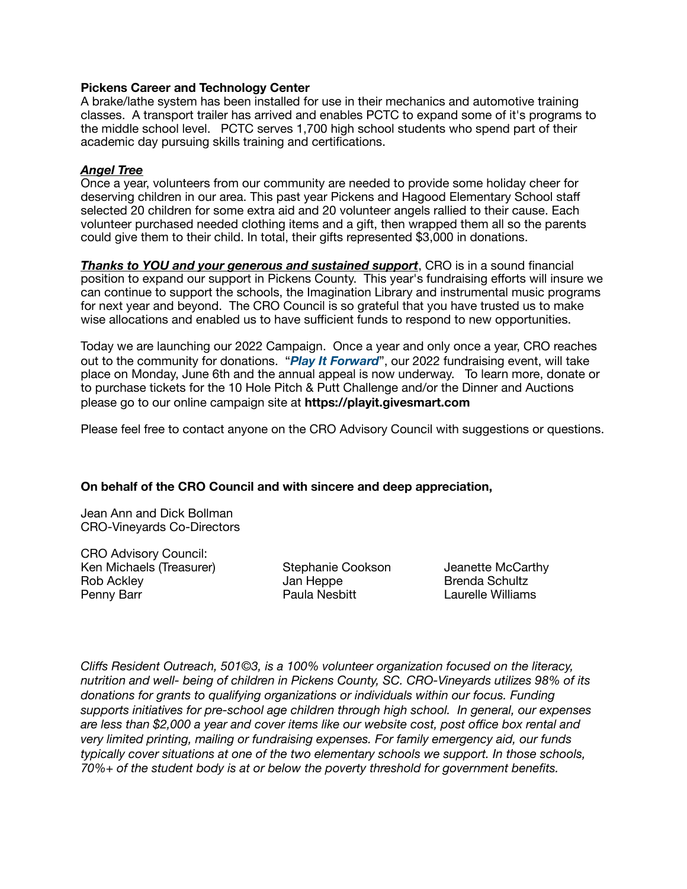**Pickens Career and Technology Center**
A brake/lathe system has been installed for use in their mechanics and automotive training classes. A transport trailer has arrived and enables PCTC to expand some of it's programs to the middle school level. PCTC serves 1,700 high school students who spend part of their academic day pursuing skills training and certifications.

***Angel Tree***
Once a year, volunteers from our community are needed to provide some holiday cheer for deserving children in our area. This past year Pickens and Hagood Elementary School staff selected 20 children for some extra aid and 20 volunteer angels rallied to their cause. Each volunteer purchased needed clothing items and a gift, then wrapped them all so the parents could give them to their child. In total, their gifts represented $3,000 in donations.

***Thanks to YOU and your generous and sustained support***, CRO is in a sound financial position to expand our support in Pickens County. This year's fundraising efforts will insure we can continue to support the schools, the Imagination Library and instrumental music programs for next year and beyond. The CRO Council is so grateful that you have trusted us to make wise allocations and enabled us to have sufficient funds to respond to new opportunities.

Today we are launching our 2022 Campaign. Once a year and only once a year, CRO reaches out to the community for donations. "***Play It Forward***", our 2022 fundraising event, will take place on Monday, June 6th and the annual appeal is now underway. To learn more, donate or to purchase tickets for the 10 Hole Pitch & Putt Challenge and/or the Dinner and Auctions please go to our online campaign site at **https://playit.givesmart.com**

Please feel free to contact anyone on the CRO Advisory Council with suggestions or questions.

**On behalf of the CRO Council and with sincere and deep appreciation,**

Jean Ann and Dick Bollman
CRO-Vineyards Co-Directors

CRO Advisory Council:
Ken Michaels (Treasurer)
Rob Ackley
Penny Barr
Stephanie Cookson
Jan Heppe
Paula Nesbitt
Jeanette McCarthy
Brenda Schultz
Laurelle Williams

*Cliffs Resident Outreach, 501©3, is a 100% volunteer organization focused on the literacy, nutrition and well- being of children in Pickens County, SC. CRO-Vineyards utilizes 98% of its donations for grants to qualifying organizations or individuals within our focus. Funding supports initiatives for pre-school age children through high school. In general, our expenses are less than $2,000 a year and cover items like our website cost, post office box rental and very limited printing, mailing or fundraising expenses. For family emergency aid, our funds typically cover situations at one of the two elementary schools we support. In those schools, 70%+ of the student body is at or below the poverty threshold for government benefits.*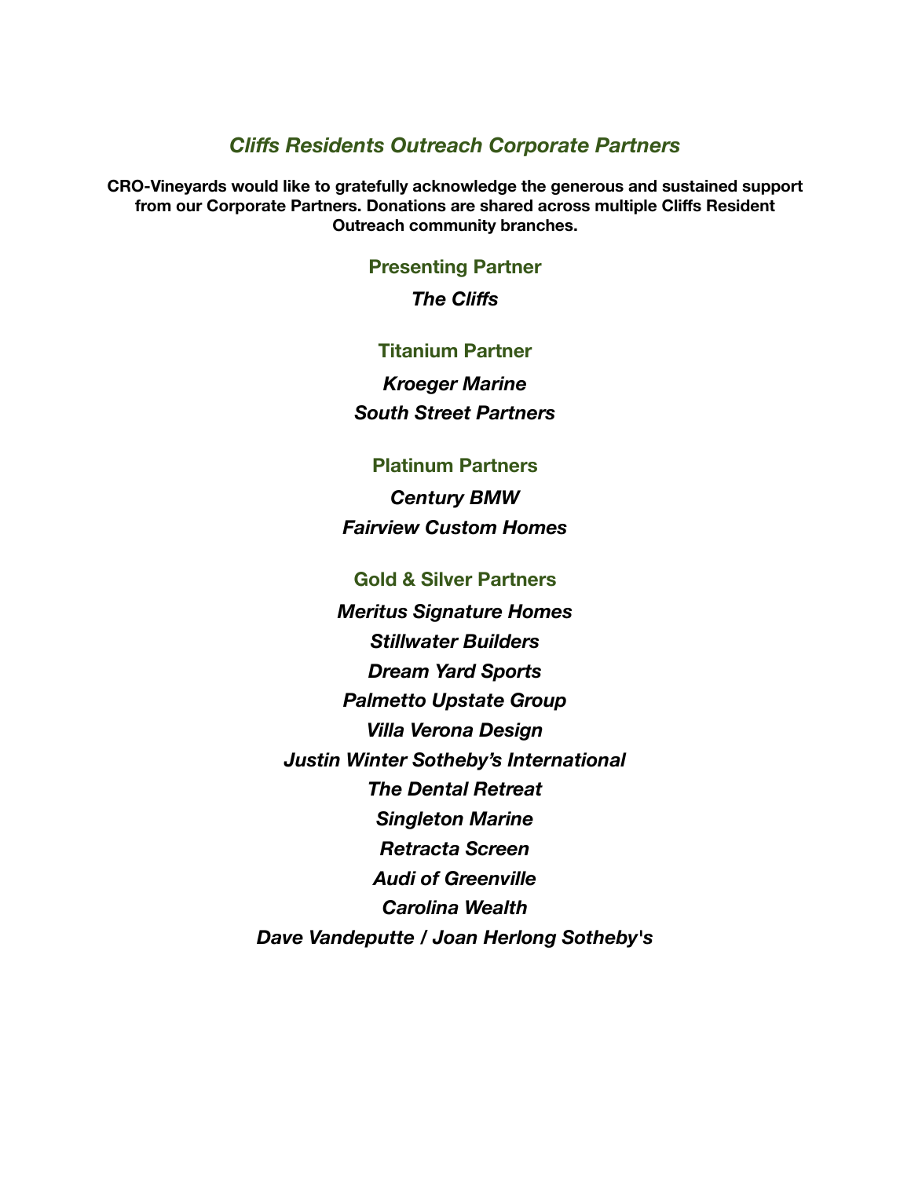## *Cliffs Residents Outreach Corporate Partners*

**CRO-Vineyards would like to gratefully acknowledge the generous and sustained support from our Corporate Partners. Donations are shared across multiple Cliffs Resident Outreach community branches.**

### Presenting Partner

***The Cliffs***

### Titanium Partner

***Kroeger Marine***

***South Street Partners***

### Platinum Partners

***Century BMW***

***Fairview Custom Homes***

### Gold & Silver Partners

***Meritus Signature Homes***

***Stillwater Builders***

***Dream Yard Sports***

***Palmetto Upstate Group***

***Villa Verona Design***

***Justin Winter Sotheby's International***

***The Dental Retreat***

***Singleton Marine***

***Retracta Screen***

***Audi of Greenville***

***Carolina Wealth***

***Dave Vandeputte / Joan Herlong Sotheby's***